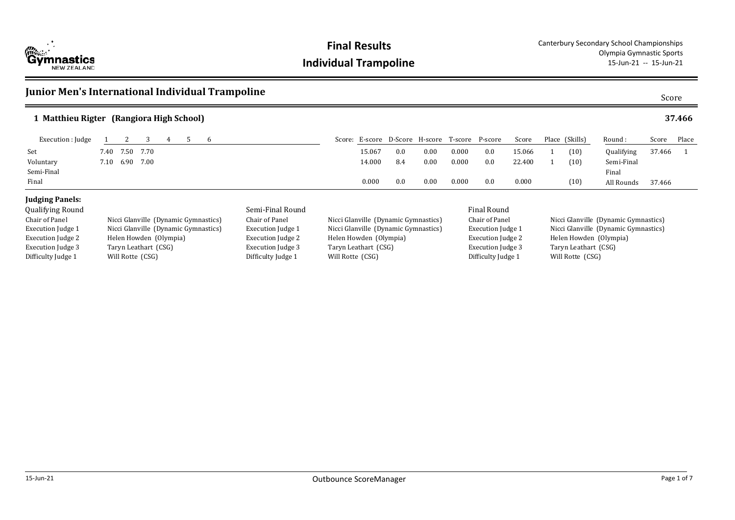# Final Results

## Individual Trampoline

Canterbury Secondary School Championships
Olympia Gymnastic Sports
15-Jun-21 -- 15-Jun-21

## Junior Men's International Individual Trampoline

Score

### 1 Matthieu Rigter (Rangiora High School) — 37.466

| Execution : Judge | 1 | 2 | 3 | 4 | 5 | 6 | Score: E-score | D-Score | H-score | T-score | P-score | Score | Place | (Skills) | Round : | Score | Place |
|---|---|---|---|---|---|---|---|---|---|---|---|---|---|---|---|---|---|
| Set | 7.40 | 7.50 | 7.70 | | | | 15.067 | 0.0 | 0.00 | 0.000 | 0.0 | 15.066 | 1 | (10) | Qualifying | 37.466 | 1 |
| Voluntary | 7.10 | 6.90 | 7.00 | | | | 14.000 | 8.4 | 0.00 | 0.000 | 0.0 | 22.400 | 1 | (10) | Semi-Final | | |
| Semi-Final | | | | | | | | | | | | | | | Final | | |
| Final | | | | | | | 0.000 | 0.0 | 0.00 | 0.000 | 0.0 | 0.000 | | (10) | All Rounds | 37.466 | |

**Judging Panels:**

| Qualifying Round | | Semi-Final Round | | Final Round | |
|---|---|---|---|---|---|
| Chair of Panel | Nicci Glanville (Dynamic Gymnastics) | Chair of Panel | Nicci Glanville (Dynamic Gymnastics) | Chair of Panel | Nicci Glanville (Dynamic Gymnastics) |
| Execution Judge 1 | Nicci Glanville (Dynamic Gymnastics) | Execution Judge 1 | Nicci Glanville (Dynamic Gymnastics) | Execution Judge 1 | Nicci Glanville (Dynamic Gymnastics) |
| Execution Judge 2 | Helen Howden (Olympia) | Execution Judge 2 | Helen Howden (Olympia) | Execution Judge 2 | Helen Howden (Olympia) |
| Execution Judge 3 | Taryn Leathart (CSG) | Execution Judge 3 | Taryn Leathart (CSG) | Execution Judge 3 | Taryn Leathart (CSG) |
| Difficulty Judge 1 | Will Rotte (CSG) | Difficulty Judge 1 | Will Rotte (CSG) | Difficulty Judge 1 | Will Rotte (CSG) |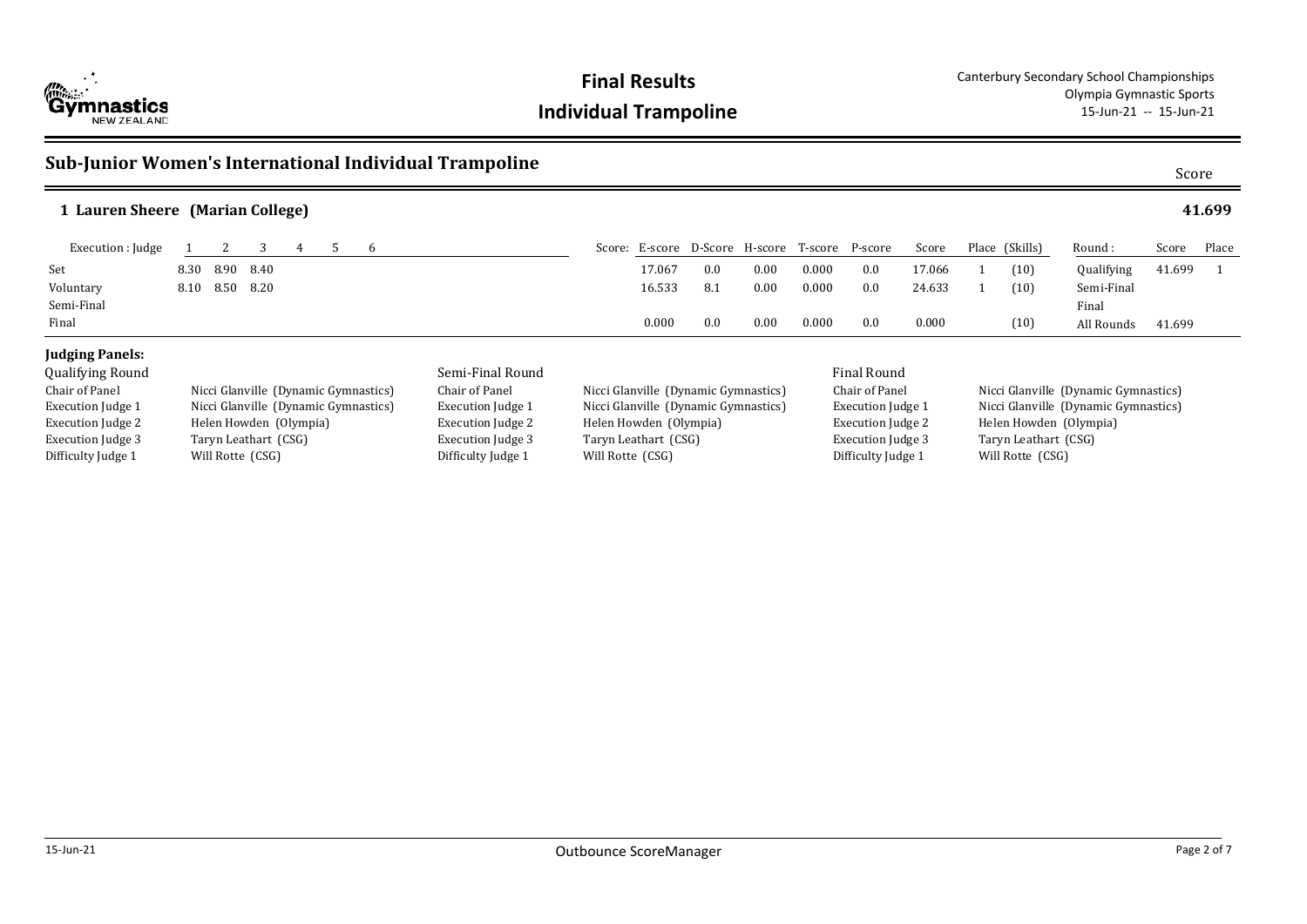# Final Results

## Individual Trampoline

Canterbury Secondary School Championships
Olympia Gymnastic Sports
15-Jun-21 -- 15-Jun-21

## Sub-Junior Women's International Individual Trampoline

Score

### 1 Lauren Sheere (Marian College) — 41.699

| Execution : Judge | 1 | 2 | 3 | 4 | 5 | 6 | Score: E-score | D-Score | H-score | T-score | P-score | Score | Place | (Skills) | Round : | Score | Place |
|---|---|---|---|---|---|---|---|---|---|---|---|---|---|---|---|---|---|
| Set | 8.30 | 8.90 | 8.40 | | | | 17.067 | 0.0 | 0.00 | 0.000 | 0.0 | 17.066 | 1 | (10) | Qualifying | 41.699 | 1 |
| Voluntary | 8.10 | 8.50 | 8.20 | | | | 16.533 | 8.1 | 0.00 | 0.000 | 0.0 | 24.633 | 1 | (10) | Semi-Final | | |
| Semi-Final | | | | | | | | | | | | | | | Final | | |
| Final | | | | | | | 0.000 | 0.0 | 0.00 | 0.000 | 0.0 | 0.000 | | (10) | All Rounds | 41.699 | |

**Judging Panels:**

| Qualifying Round | | Semi-Final Round | | Final Round | |
|---|---|---|---|---|---|
| Chair of Panel | Nicci Glanville (Dynamic Gymnastics) | Chair of Panel | Nicci Glanville (Dynamic Gymnastics) | Chair of Panel | Nicci Glanville (Dynamic Gymnastics) |
| Execution Judge 1 | Nicci Glanville (Dynamic Gymnastics) | Execution Judge 1 | Nicci Glanville (Dynamic Gymnastics) | Execution Judge 1 | Nicci Glanville (Dynamic Gymnastics) |
| Execution Judge 2 | Helen Howden (Olympia) | Execution Judge 2 | Helen Howden (Olympia) | Execution Judge 2 | Helen Howden (Olympia) |
| Execution Judge 3 | Taryn Leathart (CSG) | Execution Judge 3 | Taryn Leathart (CSG) | Execution Judge 3 | Taryn Leathart (CSG) |
| Difficulty Judge 1 | Will Rotte (CSG) | Difficulty Judge 1 | Will Rotte (CSG) | Difficulty Judge 1 | Will Rotte (CSG) |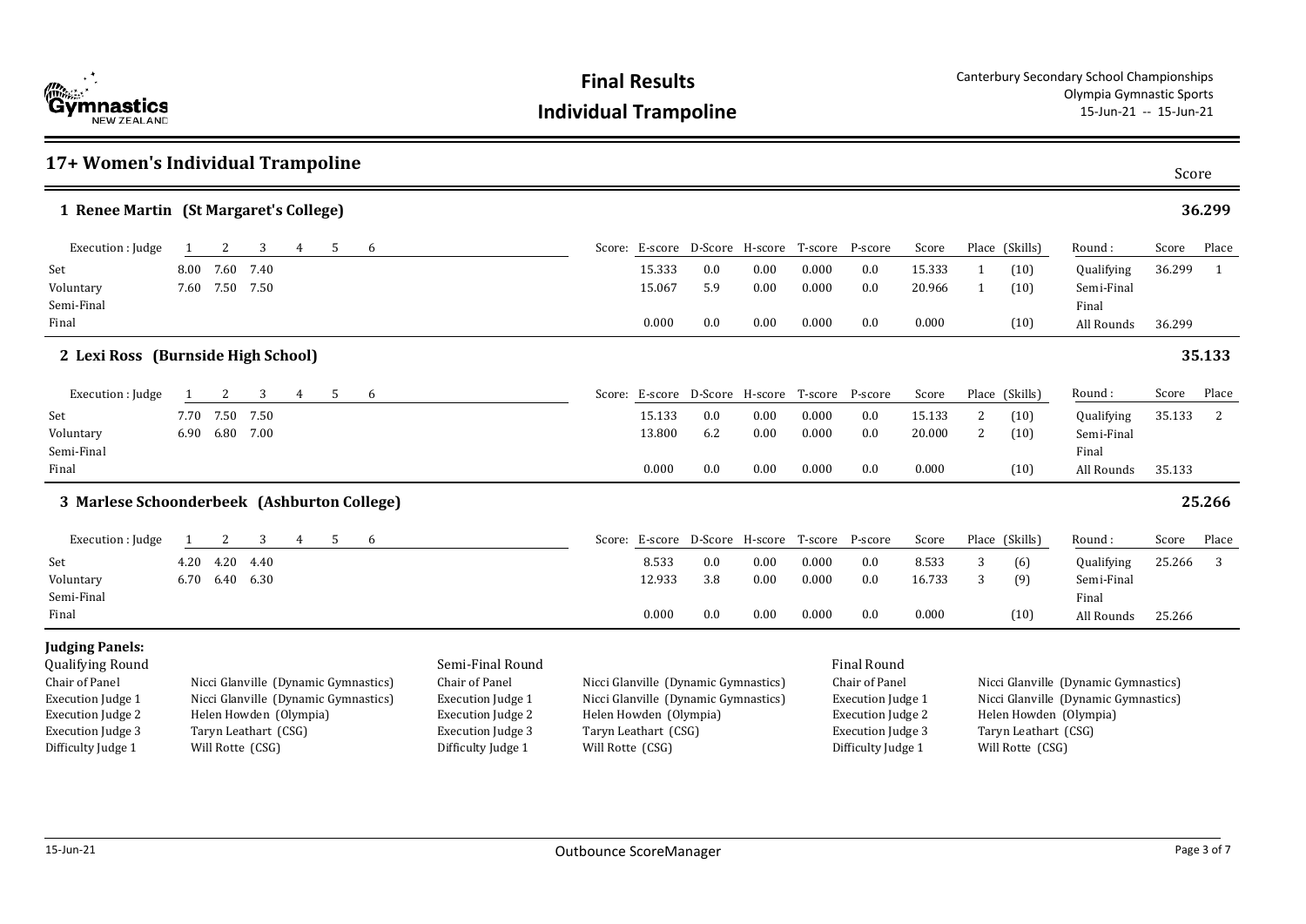# Final Results
## Individual Trampoline

Canterbury Secondary School Championships
Olympia Gymnastic Sports
15-Jun-21 -- 15-Jun-21

## 17+ Women's Individual Trampoline

### 1 Renee Martin (St Margaret's College) — Score: 36.299

| Execution : Judge | 1 | 2 | 3 | 4 | 5 | 6 | E-score | D-Score | H-score | T-score | P-score | Score | Place | (Skills) | Round : | Score | Place |
|---|---|---|---|---|---|---|---|---|---|---|---|---|---|---|---|---|---|
| Set | 8.00 | 7.60 | 7.40 | | | | 15.333 | 0.0 | 0.00 | 0.000 | 0.0 | 15.333 | 1 | (10) | Qualifying | 36.299 | 1 |
| Voluntary | 7.60 | 7.50 | 7.50 | | | | 15.067 | 5.9 | 0.00 | 0.000 | 0.0 | 20.966 | 1 | (10) | Semi-Final | | |
| Semi-Final | | | | | | | | | | | | | | | Final | | |
| Final | | | | | | | 0.000 | 0.0 | 0.00 | 0.000 | 0.0 | 0.000 | | (10) | All Rounds | 36.299 | |

### 2 Lexi Ross (Burnside High School) — Score: 35.133

| Execution : Judge | 1 | 2 | 3 | 4 | 5 | 6 | E-score | D-Score | H-score | T-score | P-score | Score | Place | (Skills) | Round : | Score | Place |
|---|---|---|---|---|---|---|---|---|---|---|---|---|---|---|---|---|---|
| Set | 7.70 | 7.50 | 7.50 | | | | 15.133 | 0.0 | 0.00 | 0.000 | 0.0 | 15.133 | 2 | (10) | Qualifying | 35.133 | 2 |
| Voluntary | 6.90 | 6.80 | 7.00 | | | | 13.800 | 6.2 | 0.00 | 0.000 | 0.0 | 20.000 | 2 | (10) | Semi-Final | | |
| Semi-Final | | | | | | | | | | | | | | | Final | | |
| Final | | | | | | | 0.000 | 0.0 | 0.00 | 0.000 | 0.0 | 0.000 | | (10) | All Rounds | 35.133 | |

### 3 Marlese Schoonderbeek (Ashburton College) — Score: 25.266

| Execution : Judge | 1 | 2 | 3 | 4 | 5 | 6 | E-score | D-Score | H-score | T-score | P-score | Score | Place | (Skills) | Round : | Score | Place |
|---|---|---|---|---|---|---|---|---|---|---|---|---|---|---|---|---|---|
| Set | 4.20 | 4.20 | 4.40 | | | | 8.533 | 0.0 | 0.00 | 0.000 | 0.0 | 8.533 | 3 | (6) | Qualifying | 25.266 | 3 |
| Voluntary | 6.70 | 6.40 | 6.30 | | | | 12.933 | 3.8 | 0.00 | 0.000 | 0.0 | 16.733 | 3 | (9) | Semi-Final | | |
| Semi-Final | | | | | | | | | | | | | | | Final | | |
| Final | | | | | | | 0.000 | 0.0 | 0.00 | 0.000 | 0.0 | 0.000 | | (10) | All Rounds | 25.266 | |

**Judging Panels:**

| Qualifying Round | | Semi-Final Round | | Final Round | |
|---|---|---|---|---|---|
| Chair of Panel | Nicci Glanville (Dynamic Gymnastics) | Chair of Panel | Nicci Glanville (Dynamic Gymnastics) | Chair of Panel | Nicci Glanville (Dynamic Gymnastics) |
| Execution Judge 1 | Nicci Glanville (Dynamic Gymnastics) | Execution Judge 1 | Nicci Glanville (Dynamic Gymnastics) | Execution Judge 1 | Nicci Glanville (Dynamic Gymnastics) |
| Execution Judge 2 | Helen Howden (Olympia) | Execution Judge 2 | Helen Howden (Olympia) | Execution Judge 2 | Helen Howden (Olympia) |
| Execution Judge 3 | Taryn Leathart (CSG) | Execution Judge 3 | Taryn Leathart (CSG) | Execution Judge 3 | Taryn Leathart (CSG) |
| Difficulty Judge 1 | Will Rotte (CSG) | Difficulty Judge 1 | Will Rotte (CSG) | Difficulty Judge 1 | Will Rotte (CSG) |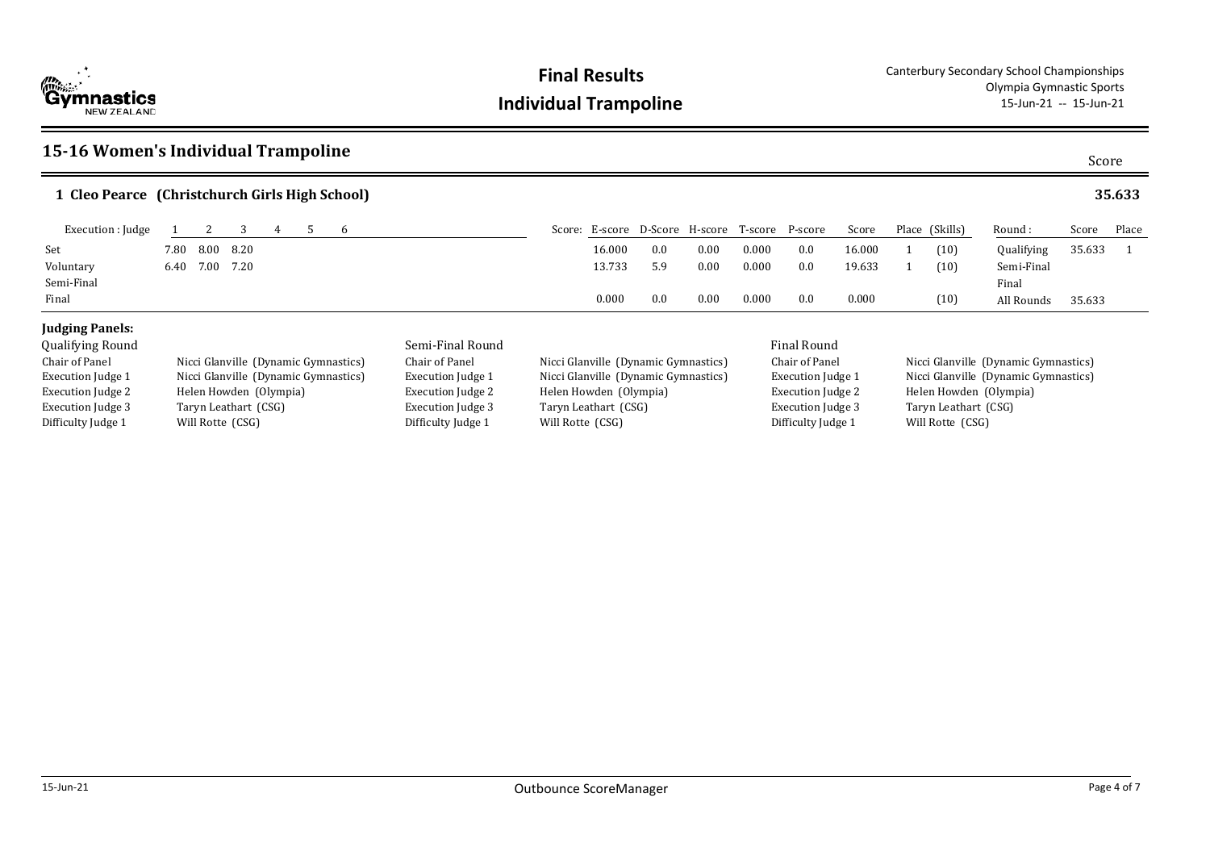# Final Results

## Individual Trampoline

Canterbury Secondary School Championships
Olympia Gymnastic Sports
15-Jun-21 -- 15-Jun-21

## 15-16 Women's Individual Trampoline

Score

### 1 Cleo Pearce (Christchurch Girls High School) — 35.633

| Execution : Judge | 1 | 2 | 3 | 4 | 5 | 6 | Score: E-score | D-Score | H-score | T-score | P-score | Score | Place | (Skills) | Round : | Score | Place |
|---|---|---|---|---|---|---|---|---|---|---|---|---|---|---|---|---|---|
| Set | 7.80 | 8.00 | 8.20 | | | | 16.000 | 0.0 | 0.00 | 0.000 | 0.0 | 16.000 | 1 | (10) | Qualifying | 35.633 | 1 |
| Voluntary | 6.40 | 7.00 | 7.20 | | | | 13.733 | 5.9 | 0.00 | 0.000 | 0.0 | 19.633 | 1 | (10) | Semi-Final | | |
| Semi-Final | | | | | | | | | | | | | | | Final | | |
| Final | | | | | | | 0.000 | 0.0 | 0.00 | 0.000 | 0.0 | 0.000 | | (10) | All Rounds | 35.633 | |

**Judging Panels:**

| Qualifying Round | | Semi-Final Round | | Final Round | |
|---|---|---|---|---|---|
| Chair of Panel | Nicci Glanville (Dynamic Gymnastics) | Chair of Panel | Nicci Glanville (Dynamic Gymnastics) | Chair of Panel | Nicci Glanville (Dynamic Gymnastics) |
| Execution Judge 1 | Nicci Glanville (Dynamic Gymnastics) | Execution Judge 1 | Nicci Glanville (Dynamic Gymnastics) | Execution Judge 1 | Nicci Glanville (Dynamic Gymnastics) |
| Execution Judge 2 | Helen Howden (Olympia) | Execution Judge 2 | Helen Howden (Olympia) | Execution Judge 2 | Helen Howden (Olympia) |
| Execution Judge 3 | Taryn Leathart (CSG) | Execution Judge 3 | Taryn Leathart (CSG) | Execution Judge 3 | Taryn Leathart (CSG) |
| Difficulty Judge 1 | Will Rotte (CSG) | Difficulty Judge 1 | Will Rotte (CSG) | Difficulty Judge 1 | Will Rotte (CSG) |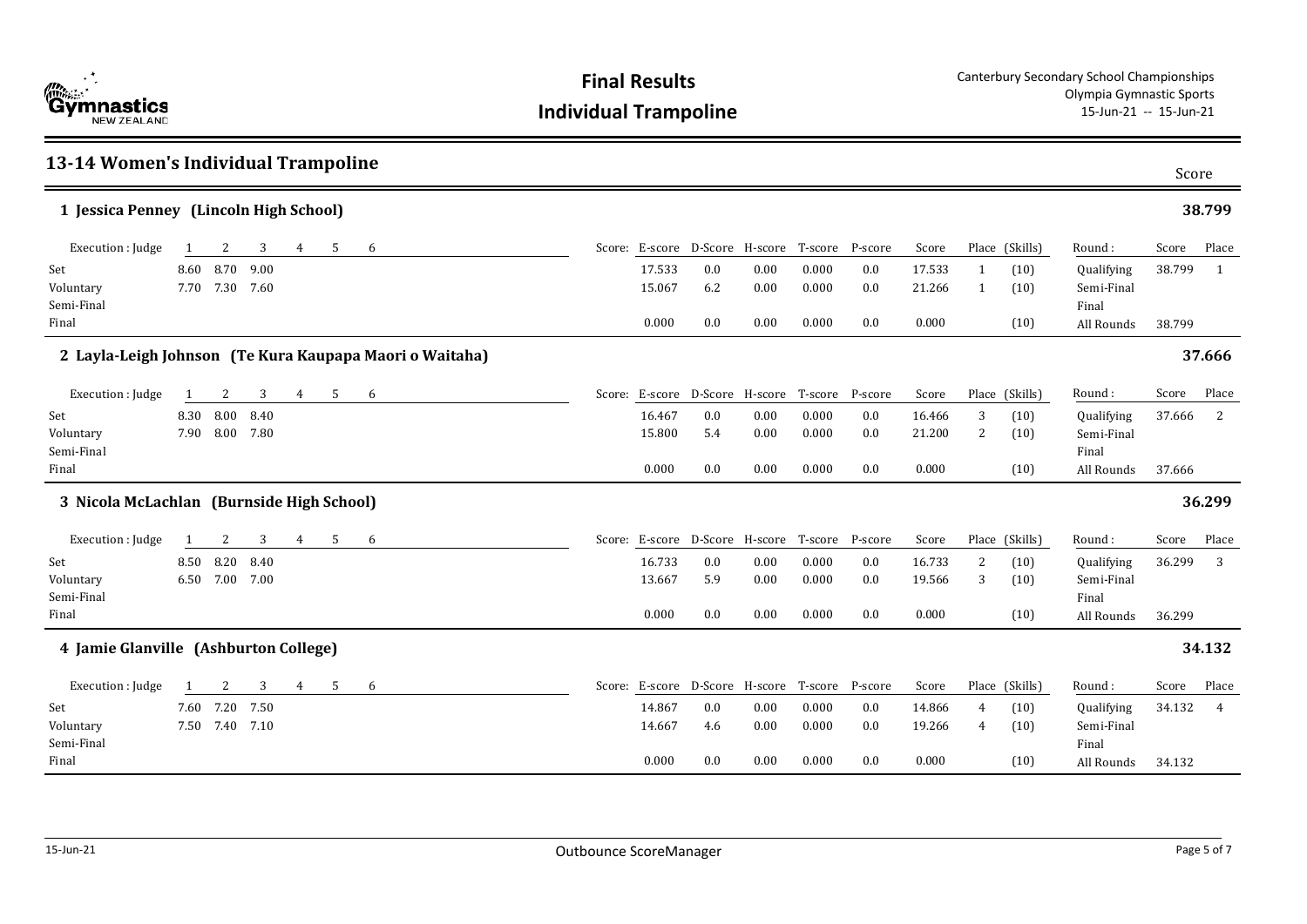# Final Results

# Individual Trampoline

Canterbury Secondary School Championships
Olympia Gymnastic Sports
15-Jun-21 -- 15-Jun-21

## 13-14 Women's Individual Trampoline

Score

### 1 Jessica Penney (Lincoln High School) — 38.799

| Execution : Judge | 1 | 2 | 3 | 4 | 5 | 6 | Score: E-score | D-Score | H-score | T-score | P-score | Score | Place | (Skills) | Round : | Score | Place |
|---|---|---|---|---|---|---|---|---|---|---|---|---|---|---|---|---|---|
| Set | 8.60 | 8.70 | 9.00 | | | | 17.533 | 0.0 | 0.00 | 0.000 | 0.0 | 17.533 | 1 | (10) | Qualifying | 38.799 | 1 |
| Voluntary | 7.70 | 7.30 | 7.60 | | | | 15.067 | 6.2 | 0.00 | 0.000 | 0.0 | 21.266 | 1 | (10) | Semi-Final | | |
| Semi-Final | | | | | | | | | | | | | | | Final | | |
| Final | | | | | | | 0.000 | 0.0 | 0.00 | 0.000 | 0.0 | 0.000 | | (10) | All Rounds | 38.799 | |

### 2 Layla-Leigh Johnson (Te Kura Kaupapa Maori o Waitaha) — 37.666

| Execution : Judge | 1 | 2 | 3 | 4 | 5 | 6 | Score: E-score | D-Score | H-score | T-score | P-score | Score | Place | (Skills) | Round : | Score | Place |
|---|---|---|---|---|---|---|---|---|---|---|---|---|---|---|---|---|---|
| Set | 8.30 | 8.00 | 8.40 | | | | 16.467 | 0.0 | 0.00 | 0.000 | 0.0 | 16.466 | 3 | (10) | Qualifying | 37.666 | 2 |
| Voluntary | 7.90 | 8.00 | 7.80 | | | | 15.800 | 5.4 | 0.00 | 0.000 | 0.0 | 21.200 | 2 | (10) | Semi-Final | | |
| Semi-Final | | | | | | | | | | | | | | | Final | | |
| Final | | | | | | | 0.000 | 0.0 | 0.00 | 0.000 | 0.0 | 0.000 | | (10) | All Rounds | 37.666 | |

### 3 Nicola McLachlan (Burnside High School) — 36.299

| Execution : Judge | 1 | 2 | 3 | 4 | 5 | 6 | Score: E-score | D-Score | H-score | T-score | P-score | Score | Place | (Skills) | Round : | Score | Place |
|---|---|---|---|---|---|---|---|---|---|---|---|---|---|---|---|---|---|
| Set | 8.50 | 8.20 | 8.40 | | | | 16.733 | 0.0 | 0.00 | 0.000 | 0.0 | 16.733 | 2 | (10) | Qualifying | 36.299 | 3 |
| Voluntary | 6.50 | 7.00 | 7.00 | | | | 13.667 | 5.9 | 0.00 | 0.000 | 0.0 | 19.566 | 3 | (10) | Semi-Final | | |
| Semi-Final | | | | | | | | | | | | | | | Final | | |
| Final | | | | | | | 0.000 | 0.0 | 0.00 | 0.000 | 0.0 | 0.000 | | (10) | All Rounds | 36.299 | |

### 4 Jamie Glanville (Ashburton College) — 34.132

| Execution : Judge | 1 | 2 | 3 | 4 | 5 | 6 | Score: E-score | D-Score | H-score | T-score | P-score | Score | Place | (Skills) | Round : | Score | Place |
|---|---|---|---|---|---|---|---|---|---|---|---|---|---|---|---|---|---|
| Set | 7.60 | 7.20 | 7.50 | | | | 14.867 | 0.0 | 0.00 | 0.000 | 0.0 | 14.866 | 4 | (10) | Qualifying | 34.132 | 4 |
| Voluntary | 7.50 | 7.40 | 7.10 | | | | 14.667 | 4.6 | 0.00 | 0.000 | 0.0 | 19.266 | 4 | (10) | Semi-Final | | |
| Semi-Final | | | | | | | | | | | | | | | Final | | |
| Final | | | | | | | 0.000 | 0.0 | 0.00 | 0.000 | 0.0 | 0.000 | | (10) | All Rounds | 34.132 | |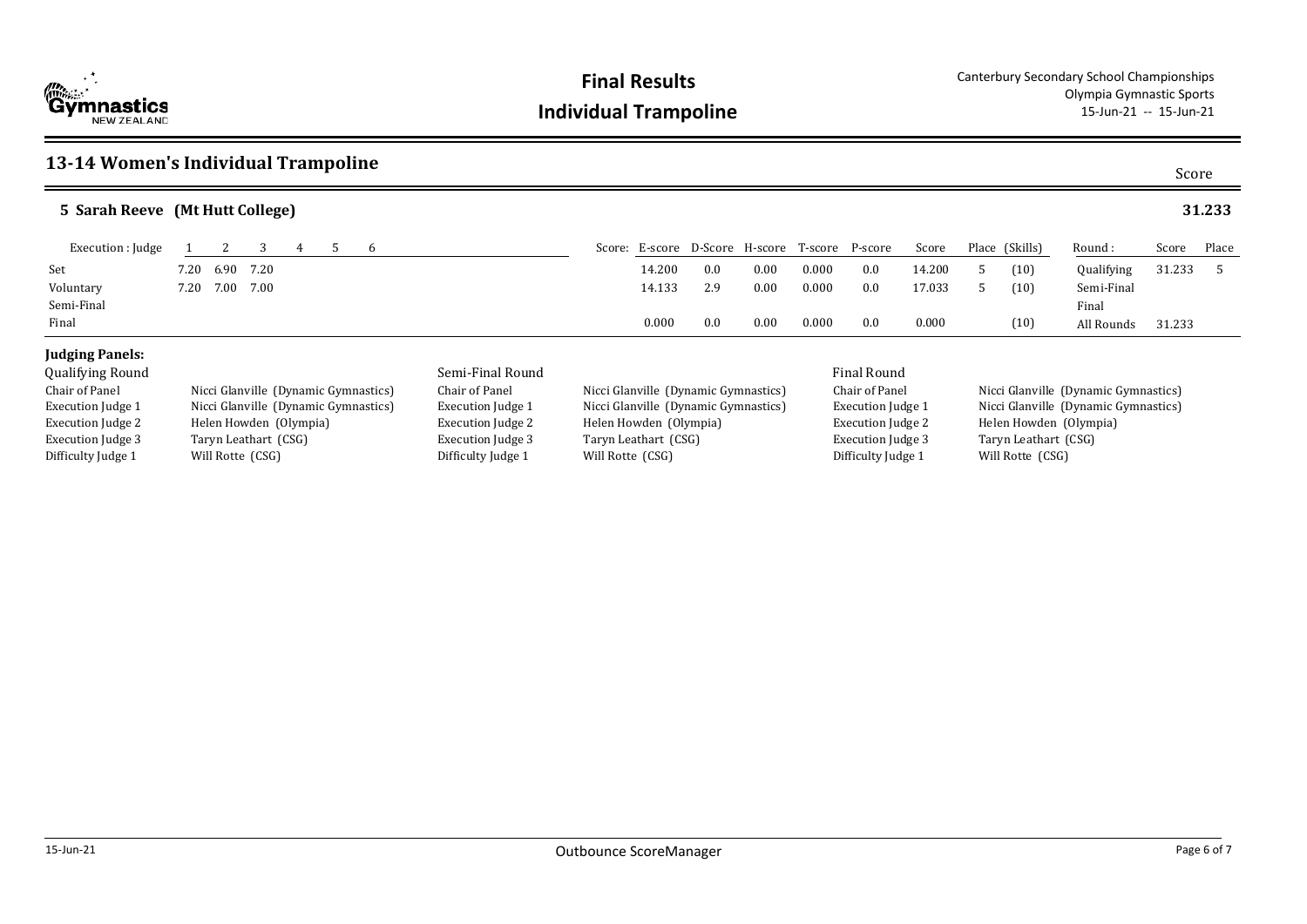# Final Results

## Individual Trampoline

Canterbury Secondary School Championships
Olympia Gymnastic Sports
15-Jun-21 -- 15-Jun-21

## 13-14 Women's Individual Trampoline

Score

### 5 Sarah Reeve (Mt Hutt College) — 31.233

| Execution : Judge | 1 | 2 | 3 | 4 | 5 | 6 | Score: E-score | D-Score | H-score | T-score | P-score | Score | Place | (Skills) | Round : | Score | Place |
|---|---|---|---|---|---|---|---|---|---|---|---|---|---|---|---|---|---|
| Set | 7.20 | 6.90 | 7.20 | | | | 14.200 | 0.0 | 0.00 | 0.000 | 0.0 | 14.200 | 5 | (10) | Qualifying | 31.233 | 5 |
| Voluntary | 7.20 | 7.00 | 7.00 | | | | 14.133 | 2.9 | 0.00 | 0.000 | 0.0 | 17.033 | 5 | (10) | Semi-Final | | |
| Semi-Final | | | | | | | | | | | | | | | Final | | |
| Final | | | | | | | 0.000 | 0.0 | 0.00 | 0.000 | 0.0 | 0.000 | | (10) | All Rounds | 31.233 | |

**Judging Panels:**

| Qualifying Round | | Semi-Final Round | | Final Round | |
|---|---|---|---|---|---|
| Chair of Panel | Nicci Glanville (Dynamic Gymnastics) | Chair of Panel | Nicci Glanville (Dynamic Gymnastics) | Chair of Panel | Nicci Glanville (Dynamic Gymnastics) |
| Execution Judge 1 | Nicci Glanville (Dynamic Gymnastics) | Execution Judge 1 | Nicci Glanville (Dynamic Gymnastics) | Execution Judge 1 | Nicci Glanville (Dynamic Gymnastics) |
| Execution Judge 2 | Helen Howden (Olympia) | Execution Judge 2 | Helen Howden (Olympia) | Execution Judge 2 | Helen Howden (Olympia) |
| Execution Judge 3 | Taryn Leathart (CSG) | Execution Judge 3 | Taryn Leathart (CSG) | Execution Judge 3 | Taryn Leathart (CSG) |
| Difficulty Judge 1 | Will Rotte (CSG) | Difficulty Judge 1 | Will Rotte (CSG) | Difficulty Judge 1 | Will Rotte (CSG) |

15-Jun-21 Outbounce ScoreManager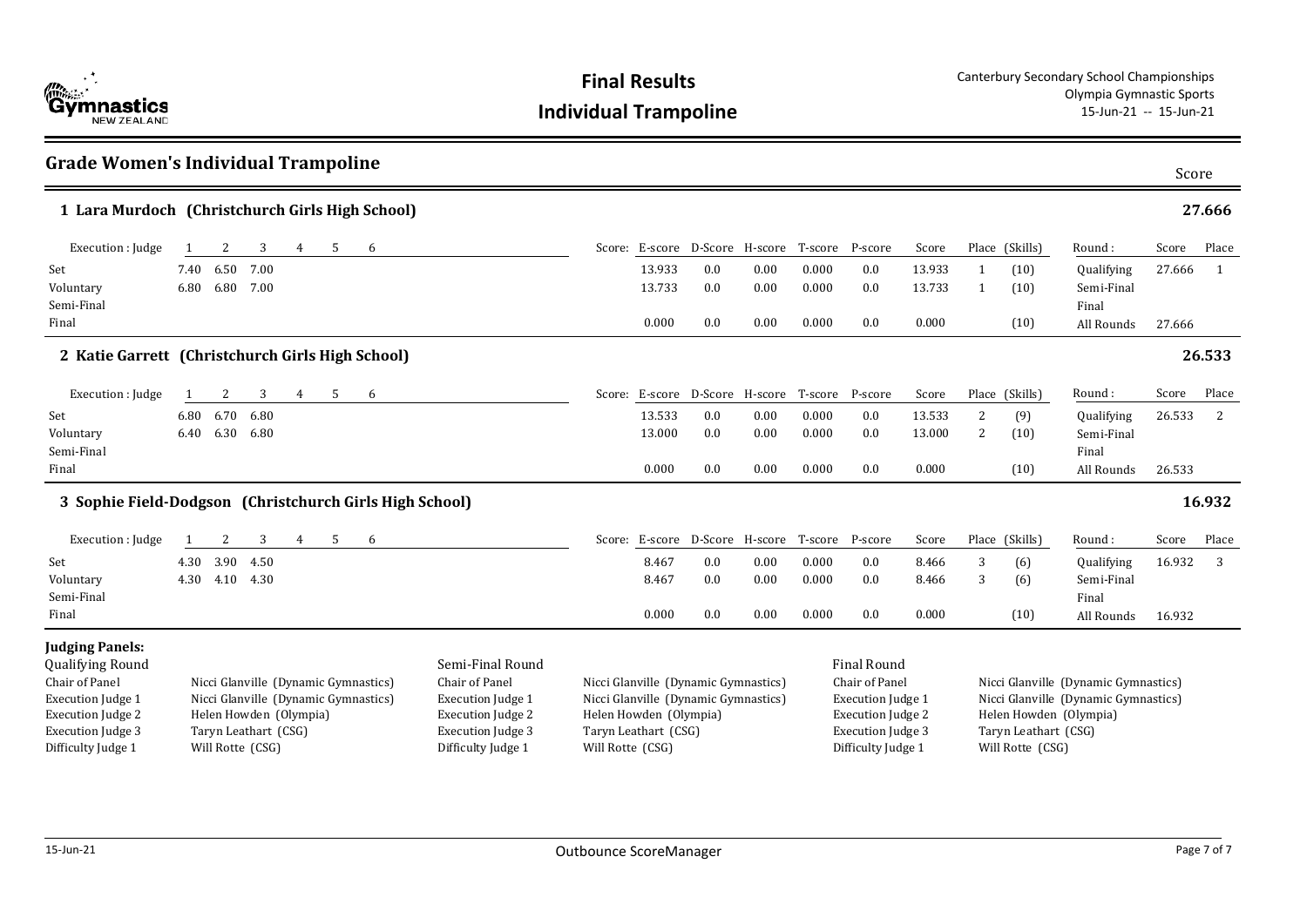# Final Results

## Individual Trampoline

Canterbury Secondary School Championships
Olympia Gymnastic Sports
15-Jun-21 -- 15-Jun-21

## Grade Women's Individual Trampoline

Score

### 1 Lara Murdoch (Christchurch Girls High School) — 27.666

| Execution : Judge | 1 | 2 | 3 | 4 | 5 | 6 | Score: E-score | D-Score | H-score | T-score | P-score | Score | Place | (Skills) | Round : | Score | Place |
|---|---|---|---|---|---|---|---|---|---|---|---|---|---|---|---|---|---|
| Set | 7.40 | 6.50 | 7.00 | | | | 13.933 | 0.0 | 0.00 | 0.000 | 0.0 | 13.933 | 1 | (10) | Qualifying | 27.666 | 1 |
| Voluntary | 6.80 | 6.80 | 7.00 | | | | 13.733 | 0.0 | 0.00 | 0.000 | 0.0 | 13.733 | 1 | (10) | Semi-Final | | |
| Semi-Final | | | | | | | | | | | | | | | Final | | |
| Final | | | | | | | 0.000 | 0.0 | 0.00 | 0.000 | 0.0 | 0.000 | | (10) | All Rounds | 27.666 | |

### 2 Katie Garrett (Christchurch Girls High School) — 26.533

| Execution : Judge | 1 | 2 | 3 | 4 | 5 | 6 | Score: E-score | D-Score | H-score | T-score | P-score | Score | Place | (Skills) | Round : | Score | Place |
|---|---|---|---|---|---|---|---|---|---|---|---|---|---|---|---|---|---|
| Set | 6.80 | 6.70 | 6.80 | | | | 13.533 | 0.0 | 0.00 | 0.000 | 0.0 | 13.533 | 2 | (9) | Qualifying | 26.533 | 2 |
| Voluntary | 6.40 | 6.30 | 6.80 | | | | 13.000 | 0.0 | 0.00 | 0.000 | 0.0 | 13.000 | 2 | (10) | Semi-Final | | |
| Semi-Final | | | | | | | | | | | | | | | Final | | |
| Final | | | | | | | 0.000 | 0.0 | 0.00 | 0.000 | 0.0 | 0.000 | | (10) | All Rounds | 26.533 | |

### 3 Sophie Field-Dodgson (Christchurch Girls High School) — 16.932

| Execution : Judge | 1 | 2 | 3 | 4 | 5 | 6 | Score: E-score | D-Score | H-score | T-score | P-score | Score | Place | (Skills) | Round : | Score | Place |
|---|---|---|---|---|---|---|---|---|---|---|---|---|---|---|---|---|---|
| Set | 4.30 | 3.90 | 4.50 | | | | 8.467 | 0.0 | 0.00 | 0.000 | 0.0 | 8.466 | 3 | (6) | Qualifying | 16.932 | 3 |
| Voluntary | 4.30 | 4.10 | 4.30 | | | | 8.467 | 0.0 | 0.00 | 0.000 | 0.0 | 8.466 | 3 | (6) | Semi-Final | | |
| Semi-Final | | | | | | | | | | | | | | | Final | | |
| Final | | | | | | | 0.000 | 0.0 | 0.00 | 0.000 | 0.0 | 0.000 | | (10) | All Rounds | 16.932 | |

**Judging Panels:**

| Qualifying Round | | Semi-Final Round | | Final Round | |
|---|---|---|---|---|---|
| Chair of Panel | Nicci Glanville (Dynamic Gymnastics) | Chair of Panel | Nicci Glanville (Dynamic Gymnastics) | Chair of Panel | Nicci Glanville (Dynamic Gymnastics) |
| Execution Judge 1 | Nicci Glanville (Dynamic Gymnastics) | Execution Judge 1 | Nicci Glanville (Dynamic Gymnastics) | Execution Judge 1 | Nicci Glanville (Dynamic Gymnastics) |
| Execution Judge 2 | Helen Howden (Olympia) | Execution Judge 2 | Helen Howden (Olympia) | Execution Judge 2 | Helen Howden (Olympia) |
| Execution Judge 3 | Taryn Leathart (CSG) | Execution Judge 3 | Taryn Leathart (CSG) | Execution Judge 3 | Taryn Leathart (CSG) |
| Difficulty Judge 1 | Will Rotte (CSG) | Difficulty Judge 1 | Will Rotte (CSG) | Difficulty Judge 1 | Will Rotte (CSG) |